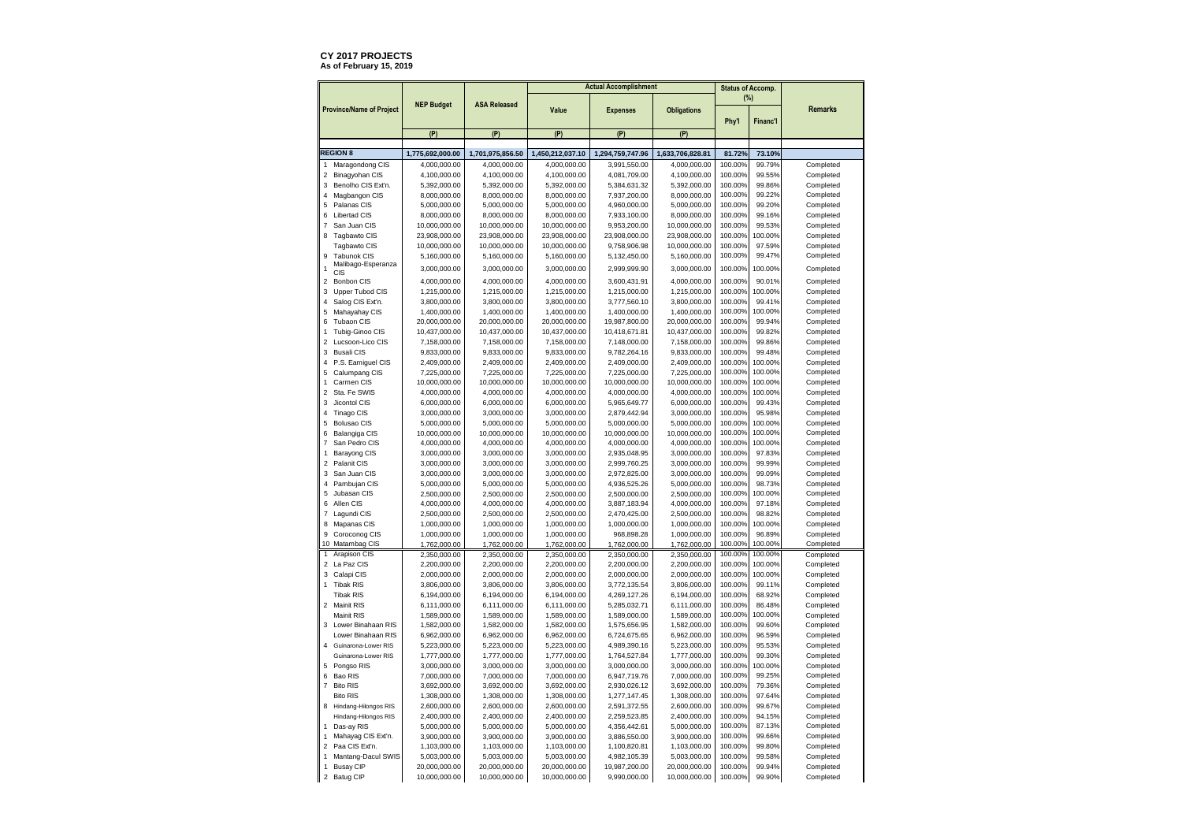**CY 2017 PROJECTS**
**As of February 15, 2019**

| Province/Name of Project | NEP Budget | ASA Released | Actual Accomplishment | | | Status of Accomp. (%) | | Remarks |
|---|---|---|---|---|---|---|---|---|
| | | | Value | Expenses | Obligations | Phy'l | Financ'l | |
| | (P) | (P) | (P) | (P) | (P) | | | |
| **REGION 8** | 1,775,692,000.00 | 1,701,975,856.50 | 1,450,212,037.10 | 1,294,759,747.96 | 1,633,706,828.81 | 81.72% | 73.10% | |
| 1 Maragondong CIS | 4,000,000.00 | 4,000,000.00 | 4,000,000.00 | 3,991,550.00 | 4,000,000.00 | 100.00% | 99.79% | Completed |
| 2 Binagyohan CIS | 4,100,000.00 | 4,100,000.00 | 4,100,000.00 | 4,081,709.00 | 4,100,000.00 | 100.00% | 99.55% | Completed |
| 3 Benolho CIS Ext'n. | 5,392,000.00 | 5,392,000.00 | 5,392,000.00 | 5,384,631.32 | 5,392,000.00 | 100.00% | 99.86% | Completed |
| 4 Magbangon CIS | 8,000,000.00 | 8,000,000.00 | 8,000,000.00 | 7,937,200.00 | 8,000,000.00 | 100.00% | 99.22% | Completed |
| 5 Palanas CIS | 5,000,000.00 | 5,000,000.00 | 5,000,000.00 | 4,960,000.00 | 5,000,000.00 | 100.00% | 99.20% | Completed |
| 6 Libertad CIS | 8,000,000.00 | 8,000,000.00 | 8,000,000.00 | 7,933,100.00 | 8,000,000.00 | 100.00% | 99.16% | Completed |
| 7 San Juan CIS | 10,000,000.00 | 10,000,000.00 | 10,000,000.00 | 9,953,200.00 | 10,000,000.00 | 100.00% | 99.53% | Completed |
| 8 Tagbawto CIS | 23,908,000.00 | 23,908,000.00 | 23,908,000.00 | 23,908,000.00 | 23,908,000.00 | 100.00% | 100.00% | Completed |
| Tagbawto CIS | 10,000,000.00 | 10,000,000.00 | 10,000,000.00 | 9,758,906.98 | 10,000,000.00 | 100.00% | 97.59% | Completed |
| 9 Tabunok CIS | 5,160,000.00 | 5,160,000.00 | 5,160,000.00 | 5,132,450.00 | 5,160,000.00 | 100.00% | 99.47% | Completed |
| 1 Malibago-Esperanza CIS | 3,000,000.00 | 3,000,000.00 | 3,000,000.00 | 2,999,999.90 | 3,000,000.00 | 100.00% | 100.00% | Completed |
| 2 Bonbon CIS | 4,000,000.00 | 4,000,000.00 | 4,000,000.00 | 3,600,431.91 | 4,000,000.00 | 100.00% | 90.01% | Completed |
| 3 Upper Tubod CIS | 1,215,000.00 | 1,215,000.00 | 1,215,000.00 | 1,215,000.00 | 1,215,000.00 | 100.00% | 100.00% | Completed |
| 4 Salog CIS Ext'n. | 3,800,000.00 | 3,800,000.00 | 3,800,000.00 | 3,777,560.10 | 3,800,000.00 | 100.00% | 99.41% | Completed |
| 5 Mahayahay CIS | 1,400,000.00 | 1,400,000.00 | 1,400,000.00 | 1,400,000.00 | 1,400,000.00 | 100.00% | 100.00% | Completed |
| 6 Tubaon CIS | 20,000,000.00 | 20,000,000.00 | 20,000,000.00 | 19,987,800.00 | 20,000,000.00 | 100.00% | 99.94% | Completed |
| 1 Tubig-Ginoo CIS | 10,437,000.00 | 10,437,000.00 | 10,437,000.00 | 10,418,671.81 | 10,437,000.00 | 100.00% | 99.82% | Completed |
| 2 Lucsoon-Lico CIS | 7,158,000.00 | 7,158,000.00 | 7,158,000.00 | 7,148,000.00 | 7,158,000.00 | 100.00% | 99.86% | Completed |
| 3 Busali CIS | 9,833,000.00 | 9,833,000.00 | 9,833,000.00 | 9,782,264.16 | 9,833,000.00 | 100.00% | 99.48% | Completed |
| 4 P.S. Eamiguel CIS | 2,409,000.00 | 2,409,000.00 | 2,409,000.00 | 2,409,000.00 | 2,409,000.00 | 100.00% | 100.00% | Completed |
| 5 Calumpang CIS | 7,225,000.00 | 7,225,000.00 | 7,225,000.00 | 7,225,000.00 | 7,225,000.00 | 100.00% | 100.00% | Completed |
| 1 Carmen CIS | 10,000,000.00 | 10,000,000.00 | 10,000,000.00 | 10,000,000.00 | 10,000,000.00 | 100.00% | 100.00% | Completed |
| 2 Sta. Fe SWIS | 4,000,000.00 | 4,000,000.00 | 4,000,000.00 | 4,000,000.00 | 4,000,000.00 | 100.00% | 100.00% | Completed |
| 3 Jicontol CIS | 6,000,000.00 | 6,000,000.00 | 6,000,000.00 | 5,965,649.77 | 6,000,000.00 | 100.00% | 99.43% | Completed |
| 4 Tinago CIS | 3,000,000.00 | 3,000,000.00 | 3,000,000.00 | 2,879,442.94 | 3,000,000.00 | 100.00% | 95.98% | Completed |
| 5 Bolusao CIS | 5,000,000.00 | 5,000,000.00 | 5,000,000.00 | 5,000,000.00 | 5,000,000.00 | 100.00% | 100.00% | Completed |
| 6 Balangiga CIS | 10,000,000.00 | 10,000,000.00 | 10,000,000.00 | 10,000,000.00 | 10,000,000.00 | 100.00% | 100.00% | Completed |
| 7 San Pedro CIS | 4,000,000.00 | 4,000,000.00 | 4,000,000.00 | 4,000,000.00 | 4,000,000.00 | 100.00% | 100.00% | Completed |
| 1 Barayong CIS | 3,000,000.00 | 3,000,000.00 | 3,000,000.00 | 2,935,048.95 | 3,000,000.00 | 100.00% | 97.83% | Completed |
| 2 Palanit CIS | 3,000,000.00 | 3,000,000.00 | 3,000,000.00 | 2,999,760.25 | 3,000,000.00 | 100.00% | 99.99% | Completed |
| 3 San Juan CIS | 3,000,000.00 | 3,000,000.00 | 3,000,000.00 | 2,972,825.00 | 3,000,000.00 | 100.00% | 99.09% | Completed |
| 4 Pambujan CIS | 5,000,000.00 | 5,000,000.00 | 5,000,000.00 | 4,936,525.26 | 5,000,000.00 | 100.00% | 98.73% | Completed |
| 5 Jubasan CIS | 2,500,000.00 | 2,500,000.00 | 2,500,000.00 | 2,500,000.00 | 2,500,000.00 | 100.00% | 100.00% | Completed |
| 6 Allen CIS | 4,000,000.00 | 4,000,000.00 | 4,000,000.00 | 3,887,183.94 | 4,000,000.00 | 100.00% | 97.18% | Completed |
| 7 Lagundi CIS | 2,500,000.00 | 2,500,000.00 | 2,500,000.00 | 2,470,425.00 | 2,500,000.00 | 100.00% | 98.82% | Completed |
| 8 Mapanas CIS | 1,000,000.00 | 1,000,000.00 | 1,000,000.00 | 1,000,000.00 | 1,000,000.00 | 100.00% | 100.00% | Completed |
| 9 Coroconog CIS | 1,000,000.00 | 1,000,000.00 | 1,000,000.00 | 968,898.28 | 1,000,000.00 | 100.00% | 96.89% | Completed |
| 10 Matambag CIS | 1,762,000.00 | 1,762,000.00 | 1,762,000.00 | 1,762,000.00 | 1,762,000.00 | 100.00% | 100.00% | Completed |
| 1 Arapison CIS | 2,350,000.00 | 2,350,000.00 | 2,350,000.00 | 2,350,000.00 | 2,350,000.00 | 100.00% | 100.00% | Completed |
| 2 La Paz CIS | 2,200,000.00 | 2,200,000.00 | 2,200,000.00 | 2,200,000.00 | 2,200,000.00 | 100.00% | 100.00% | Completed |
| 3 Calapi CIS | 2,000,000.00 | 2,000,000.00 | 2,000,000.00 | 2,000,000.00 | 2,000,000.00 | 100.00% | 100.00% | Completed |
| 1 Tibak RIS | 3,806,000.00 | 3,806,000.00 | 3,806,000.00 | 3,772,135.54 | 3,806,000.00 | 100.00% | 99.11% | Completed |
| Tibak RIS | 6,194,000.00 | 6,194,000.00 | 6,194,000.00 | 4,269,127.26 | 6,194,000.00 | 100.00% | 68.92% | Completed |
| 2 Mainit RIS | 6,111,000.00 | 6,111,000.00 | 6,111,000.00 | 5,285,032.71 | 6,111,000.00 | 100.00% | 86.48% | Completed |
| Mainit RIS | 1,589,000.00 | 1,589,000.00 | 1,589,000.00 | 1,589,000.00 | 1,589,000.00 | 100.00% | 100.00% | Completed |
| 3 Lower Binahaan RIS | 1,582,000.00 | 1,582,000.00 | 1,582,000.00 | 1,575,656.95 | 1,582,000.00 | 100.00% | 99.60% | Completed |
| Lower Binahaan RIS | 6,962,000.00 | 6,962,000.00 | 6,962,000.00 | 6,724,675.65 | 6,962,000.00 | 100.00% | 96.59% | Completed |
| 4 Guinarona-Lower RIS | 5,223,000.00 | 5,223,000.00 | 5,223,000.00 | 4,989,390.16 | 5,223,000.00 | 100.00% | 95.53% | Completed |
| Guinarona-Lower RIS | 1,777,000.00 | 1,777,000.00 | 1,777,000.00 | 1,764,527.84 | 1,777,000.00 | 100.00% | 99.30% | Completed |
| 5 Pongso RIS | 3,000,000.00 | 3,000,000.00 | 3,000,000.00 | 3,000,000.00 | 3,000,000.00 | 100.00% | 100.00% | Completed |
| 6 Bao RIS | 7,000,000.00 | 7,000,000.00 | 7,000,000.00 | 6,947,719.76 | 7,000,000.00 | 100.00% | 99.25% | Completed |
| 7 Bito RIS | 3,692,000.00 | 3,692,000.00 | 3,692,000.00 | 2,930,026.12 | 3,692,000.00 | 100.00% | 79.36% | Completed |
| Bito RIS | 1,308,000.00 | 1,308,000.00 | 1,308,000.00 | 1,277,147.45 | 1,308,000.00 | 100.00% | 97.64% | Completed |
| 8 Hindang-Hilongos RIS | 2,600,000.00 | 2,600,000.00 | 2,600,000.00 | 2,591,372.55 | 2,600,000.00 | 100.00% | 99.67% | Completed |
| Hindang-Hilongos RIS | 2,400,000.00 | 2,400,000.00 | 2,400,000.00 | 2,259,523.85 | 2,400,000.00 | 100.00% | 94.15% | Completed |
| 1 Das-ay RIS | 5,000,000.00 | 5,000,000.00 | 5,000,000.00 | 4,356,442.61 | 5,000,000.00 | 100.00% | 87.13% | Completed |
| 1 Mahayag CIS Ext'n. | 3,900,000.00 | 3,900,000.00 | 3,900,000.00 | 3,886,550.00 | 3,900,000.00 | 100.00% | 99.66% | Completed |
| 2 Paa CIS Ext'n. | 1,103,000.00 | 1,103,000.00 | 1,103,000.00 | 1,100,820.81 | 1,103,000.00 | 100.00% | 99.80% | Completed |
| 1 Mantang-Dacul SWIS | 5,003,000.00 | 5,003,000.00 | 5,003,000.00 | 4,982,105.39 | 5,003,000.00 | 100.00% | 99.58% | Completed |
| 1 Busay CIP | 20,000,000.00 | 20,000,000.00 | 20,000,000.00 | 19,987,200.00 | 20,000,000.00 | 100.00% | 99.94% | Completed |
| 2 Batug CIP | 10,000,000.00 | 10,000,000.00 | 10,000,000.00 | 9,990,000.00 | 10,000,000.00 | 100.00% | 99.90% | Completed |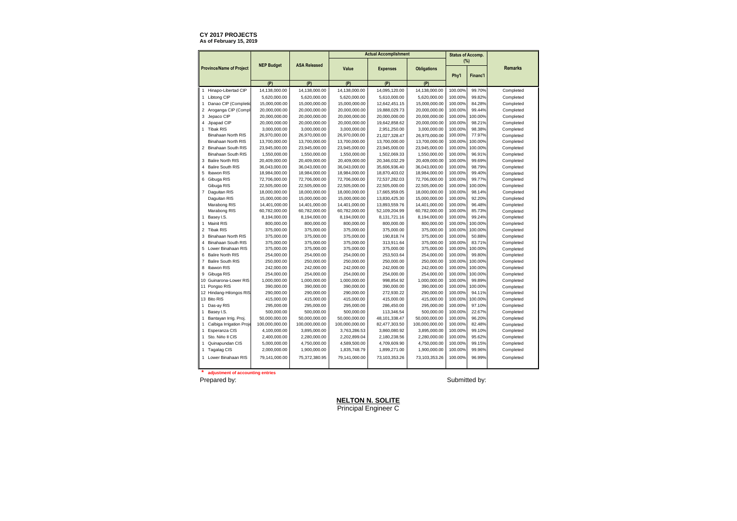**CY 2017 PROJECTS**
**As of February 15, 2019**

| Province/Name of Project | NEP Budget | ASA Released | Actual Accomplishment | | | Status of Accomp. (%) | | Remarks |
|---|---|---|---|---|---|---|---|---|
| | | | Value | Expenses | Obligations | Phy'l | Financ'l | |
| | (P) | (P) | (P) | (P) | (P) | | | |
| 1 Hinapo-Libertad CIP | 14,138,000.00 | 14,138,000.00 | 14,138,000.00 | 14,095,120.00 | 14,138,000.00 | 100.00% | 99.70% | Completed |
| 1 Libtong CIP | 5,620,000.00 | 5,620,000.00 | 5,620,000.00 | 5,610,000.00 | 5,620,000.00 | 100.00% | 99.82% | Completed |
| 1 Danao CIP (Completio | 15,000,000.00 | 15,000,000.00 | 15,000,000.00 | 12,642,451.15 | 15,000,000.00 | 100.00% | 84.28% | Completed |
| 2 Aroganga CIP (Compl | 20,000,000.00 | 20,000,000.00 | 20,000,000.00 | 19,888,029.73 | 20,000,000.00 | 100.00% | 99.44% | Completed |
| 3 Jepaco CIP | 20,000,000.00 | 20,000,000.00 | 20,000,000.00 | 20,000,000.00 | 20,000,000.00 | 100.00% | 100.00% | Completed |
| 4 Jipapad CIP | 20,000,000.00 | 20,000,000.00 | 20,000,000.00 | 19,642,858.62 | 20,000,000.00 | 100.00% | 98.21% | Completed |
| 1 Tibak RIS | 3,000,000.00 | 3,000,000.00 | 3,000,000.00 | 2,951,250.00 | 3,000,000.00 | 100.00% | 98.38% | Completed |
| Binahaan North RIS | 26,970,000.00 | 26,970,000.00 | 26,970,000.00 | 21,027,328.47 | 26,970,000.00 | 100.00% | 77.97% | Completed |
| Binahaan North RIS | 13,700,000.00 | 13,700,000.00 | 13,700,000.00 | 13,700,000.00 | 13,700,000.00 | 100.00% | 100.00% | Completed |
| 2 Binahaan South RIS | 23,945,000.00 | 23,945,000.00 | 23,945,000.00 | 23,945,000.00 | 23,945,000.00 | 100.00% | 100.00% | Completed |
| Binahaan South RIS | 1,550,000.00 | 1,550,000.00 | 1,550,000.00 | 1,502,069.33 | 1,550,000.00 | 100.00% | 96.91% | Completed |
| 3 Balire North RIS | 20,409,000.00 | 20,409,000.00 | 20,409,000.00 | 20,346,032.29 | 20,409,000.00 | 100.00% | 99.69% | Completed |
| 4 Balire South RIS | 36,043,000.00 | 36,043,000.00 | 36,043,000.00 | 35,606,936.40 | 36,043,000.00 | 100.00% | 98.79% | Completed |
| 5 Ibawon RIS | 18,984,000.00 | 18,984,000.00 | 18,984,000.00 | 18,870,403.02 | 18,984,000.00 | 100.00% | 99.40% | Completed |
| 6 Gibuga RIS | 72,706,000.00 | 72,706,000.00 | 72,706,000.00 | 72,537,282.03 | 72,706,000.00 | 100.00% | 99.77% | Completed |
| Gibuga RIS | 22,505,000.00 | 22,505,000.00 | 22,505,000.00 | 22,505,000.00 | 22,505,000.00 | 100.00% | 100.00% | Completed |
| 7 Daguitan RIS | 18,000,000.00 | 18,000,000.00 | 18,000,000.00 | 17,665,959.05 | 18,000,000.00 | 100.00% | 98.14% | Completed |
| Daguitan RIS | 15,000,000.00 | 15,000,000.00 | 15,000,000.00 | 13,830,425.30 | 15,000,000.00 | 100.00% | 92.20% | Completed |
| Marabong RIS | 14,401,000.00 | 14,401,000.00 | 14,401,000.00 | 13,893,559.76 | 14,401,000.00 | 100.00% | 96.48% | Completed |
| Marabong RIS | 60,782,000.00 | 60,782,000.00 | 60,782,000.00 | 52,109,204.99 | 60,782,000.00 | 100.00% | 85.73% | Completed |
| 1 Basey I.S. | 8,194,000.00 | 8,194,000.00 | 8,194,000.00 | 8,131,721.16 | 8,194,000.00 | 100.00% | 99.24% | Completed |
| 1 Mainit RIS | 800,000.00 | 800,000.00 | 800,000.00 | 800,000.00 | 800,000.00 | 100.00% | 100.00% | Completed |
| 2 Tibak RIS | 375,000.00 | 375,000.00 | 375,000.00 | 375,000.00 | 375,000.00 | 100.00% | 100.00% | Completed |
| 3 Binahaan North RIS | 375,000.00 | 375,000.00 | 375,000.00 | 190,818.74 | 375,000.00 | 100.00% | 50.88% | Completed |
| 4 Binahaan South RIS | 375,000.00 | 375,000.00 | 375,000.00 | 313,911.64 | 375,000.00 | 100.00% | 83.71% | Completed |
| 5 Lower Binahaan RIS | 375,000.00 | 375,000.00 | 375,000.00 | 375,000.00 | 375,000.00 | 100.00% | 100.00% | Completed |
| 6 Balire North RIS | 254,000.00 | 254,000.00 | 254,000.00 | 253,503.64 | 254,000.00 | 100.00% | 99.80% | Completed |
| 7 Balire South RIS | 250,000.00 | 250,000.00 | 250,000.00 | 250,000.00 | 250,000.00 | 100.00% | 100.00% | Completed |
| 8 Ibawon RIS | 242,000.00 | 242,000.00 | 242,000.00 | 242,000.00 | 242,000.00 | 100.00% | 100.00% | Completed |
| 9 Gibuga RIS | 254,000.00 | 254,000.00 | 254,000.00 | 254,000.00 | 254,000.00 | 100.00% | 100.00% | Completed |
| 10 Guinarona-Lower RIS | 1,000,000.00 | 1,000,000.00 | 1,000,000.00 | 998,854.92 | 1,000,000.00 | 100.00% | 99.89% | Completed |
| 11 Pongso RIS | 390,000.00 | 390,000.00 | 390,000.00 | 390,000.00 | 390,000.00 | 100.00% | 100.00% | Completed |
| 12 Hindang-Hilongos RIS | 290,000.00 | 290,000.00 | 290,000.00 | 272,930.22 | 290,000.00 | 100.00% | 94.11% | Completed |
| 13 Bito RIS | 415,000.00 | 415,000.00 | 415,000.00 | 415,000.00 | 415,000.00 | 100.00% | 100.00% | Completed |
| 1 Das-ay RIS | 295,000.00 | 295,000.00 | 295,000.00 | 286,450.00 | 295,000.00 | 100.00% | 97.10% | Completed |
| 1 Basey I.S. | 500,000.00 | 500,000.00 | 500,000.00 | 113,346.54 | 500,000.00 | 100.00% | 22.67% | Completed |
| 1 Bantayan Irrig. Proj. | 50,000,000.00 | 50,000,000.00 | 50,000,000.00 | 48,101,338.47 | 50,000,000.00 | 100.00% | 96.20% | Completed |
| 1 Calbiga Irrigation Proje | 100,000,000.00 | 100,000,000.00 | 100,000,000.00 | 82,477,303.50 | 100,000,000.00 | 100.00% | 82.48% | Completed |
| 1 Esperanza CIS | 4,100,000.00 | 3,895,000.00 | 3,763,286.53 | 3,860,080.92 | 3,895,000.00 | 100.00% | 99.10% | Completed |
| 1 Sto. Niño II CIS | 2,400,000.00 | 2,280,000.00 | 2,202,899.04 | 2,180,238.56 | 2,280,000.00 | 100.00% | 95.62% | Completed |
| 1 Quinapundan CIS | 5,000,000.00 | 4,750,000.00 | 4,589,500.00 | 4,709,609.90 | 4,750,000.00 | 100.00% | 99.15% | Completed |
| 1 Tagalag CIS | 2,000,000.00 | 1,900,000.00 | 1,835,748.79 | 1,899,271.00 | 1,900,000.00 | 100.00% | 99.96% | Completed |
| 1 Lower Binahaan RIS | 79,141,000.00 | 75,372,380.95 | 79,141,000.00 | 73,103,353.26 | 73,103,353.26 | 100.00% | 96.99% | Completed |

* adjustment of accounting entries

Prepared by: Submitted by:

**NELTON N. SOLITE**
Principal Engineer C